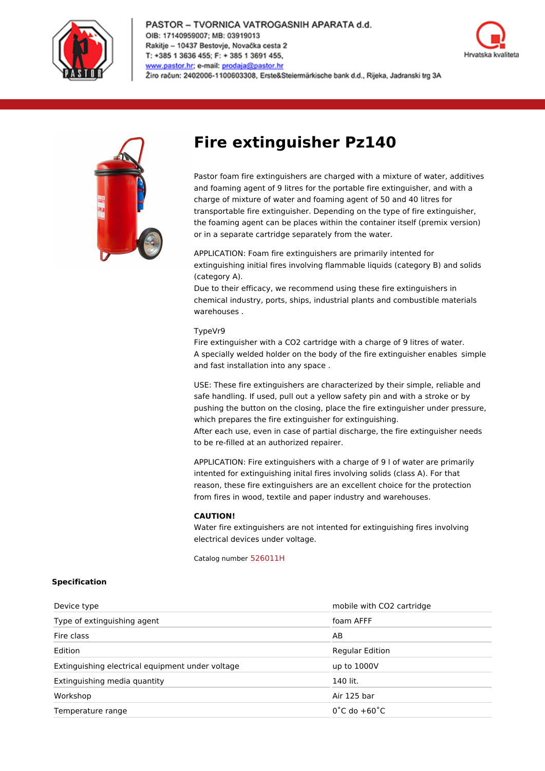PASTOR – TVORNICA VATROGASNIH APARATA d.d.
OIB: 17140959007; MB: 03919013
Rakitje – 10437 Bestovje, Novačka cesta 2
T: +385 1 3636 455; F: + 385 1 3691 455,
www.pastor.hr; e-mail: prodaja@pastor.hr
Žiro račun: 2402006-1100603308, Erste&Steiermärkische bank d.d., Rijeka, Jadranski trg 3A

Hrvatska kvaliteta

# Fire extinguisher Pz140

Pastor foam fire extinguishers are charged with a mixture of water, additives and foaming agent of 9 litres for the portable fire extinguisher, and with a charge of mixture of water and foaming agent of 50 and 40 litres for transportable fire extinguisher. Depending on the type of fire extinguisher, the foaming agent can be places within the container itself (premix version) or in a separate cartridge separately from the water.

APPLICATION: Foam fire extinguishers are primarily intented for extinguishing initial fires involving flammable liquids (category B) and solids (category A).
Due to their efficacy, we recommend using these fire extinguishers in chemical industry, ports, ships, industrial plants and combustible materials warehouses .

TypeVr9
Fire extinguisher with a $CO_2$ cartridge with a charge of 9 litres of water.
A specially welded holder on the body of the fire extinguisher enables simple and fast installation into any space .

USE: These fire extinguishers are characterized by their simple, reliable and safe handling. If used, pull out a yellow safety pin and with a stroke or by pushing the button on the closing, place the fire extinguisher under pressure, which prepares the fire extinguisher for extinguishing.
After each use, even in case of partial discharge, the fire extinguisher needs to be re-filled at an authorized repairer.

APPLICATION: Fire extinguishers with a charge of 9 l of water are primarily intented for extinguishing inital fires involving solids (class A). For that reason, these fire extinguishers are an excellent choice for the protection from fires in wood, textile and paper industry and warehouses.

**CAUTION!**
Water fire extinguishers are not intented for extinguishing fires involving electrical devices under voltage.

Catalog number 526011H

**Specification**

| | |
|---|---|
| Device type | mobile with $CO_2$ cartridge |
| Type of extinguishing agent | foam AFFF |
| Fire class | AB |
| Edition | Regular Edition |
| Extinguishing electrical equipment under voltage | up to 1000V |
| Extinguishing media quantity | 140 lit. |
| Workshop | Air 125 bar |
| Temperature range | 0˚C do +60˚C |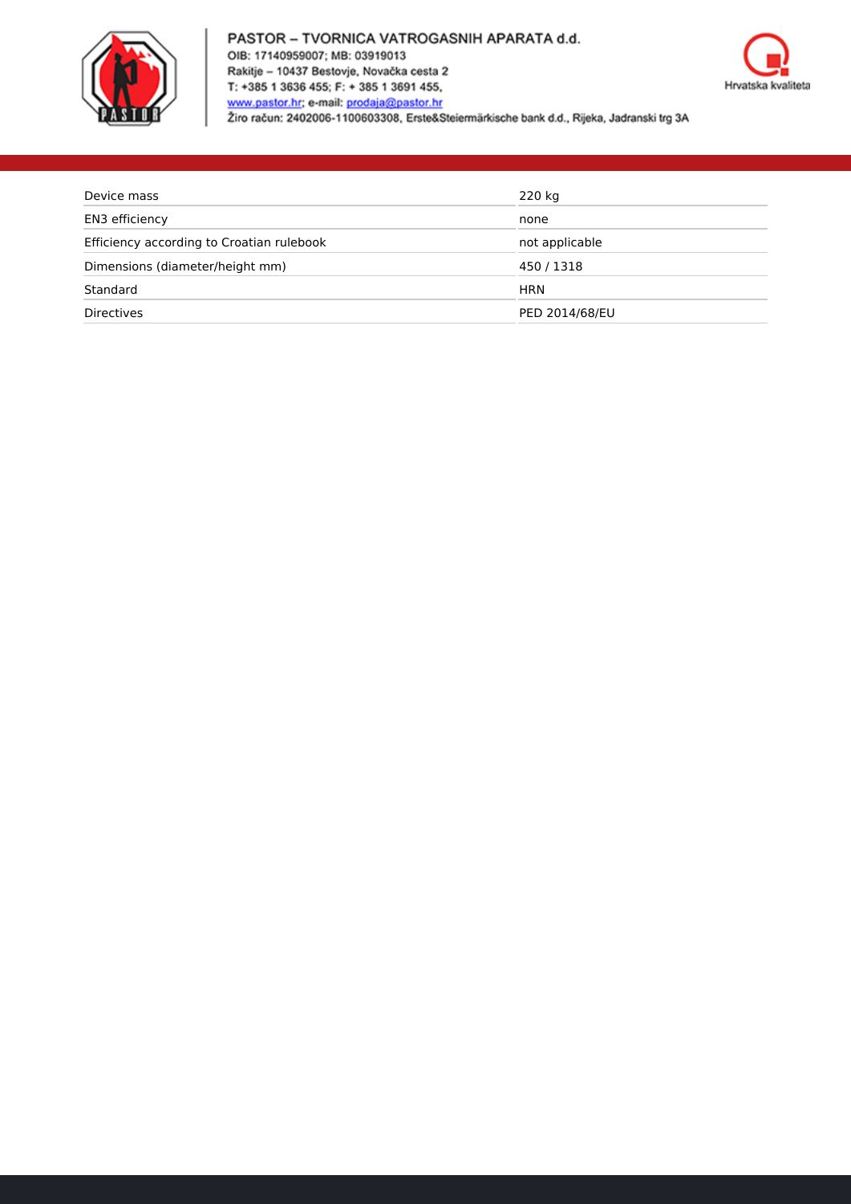| | |
|---|---|
| Device mass | 220 kg |
| EN3 efficiency | none |
| Efficiency according to Croatian rulebook | not applicable |
| Dimensions (diameter/height mm) | 450 / 1318 |
| Standard | HRN |
| Directives | PED 2014/68/EU |